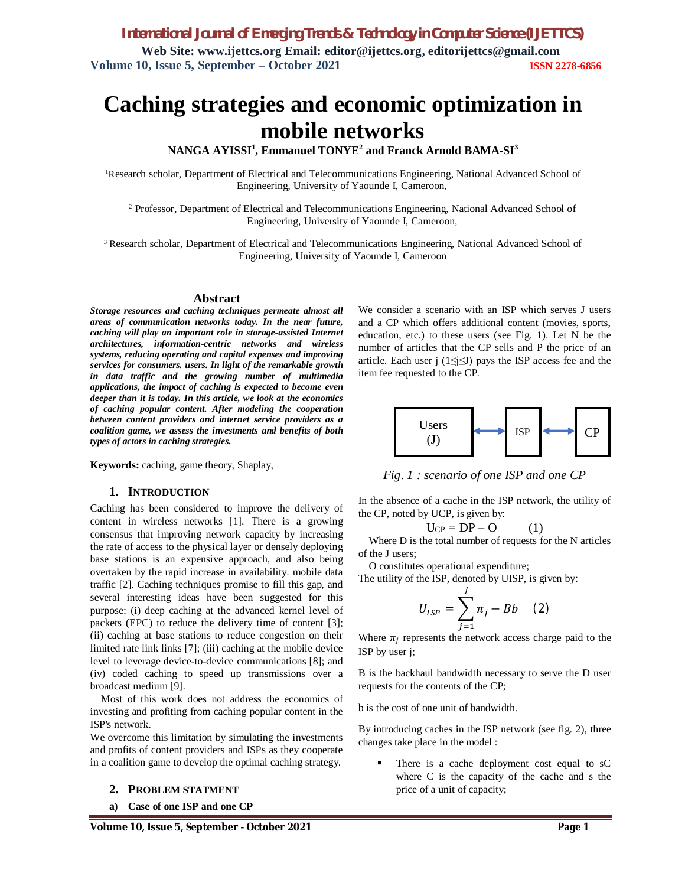# Caching strategies and economic optimization in mobile networks

**NANGA AYISSI[1], Emmanuel TONYE[2] and Franck Arnold BAMA-SI[3]**

[1]Research scholar, Department of Electrical and Telecommunications Engineering, National Advanced School of Engineering, University of Yaounde I, Cameroon,

[2] Professor, Department of Electrical and Telecommunications Engineering, National Advanced School of Engineering, University of Yaounde I, Cameroon,

[3] Research scholar, Department of Electrical and Telecommunications Engineering, National Advanced School of Engineering, University of Yaounde I, Cameroon

## Abstract

***Storage resources and caching techniques permeate almost all areas of communication networks today. In the near future, caching will play an important role in storage-assisted Internet architectures, information-centric networks and wireless systems, reducing operating and capital expenses and improving services for consumers. users. In light of the remarkable growth in data traffic and the growing number of multimedia applications, the impact of caching is expected to become even deeper than it is today. In this article, we look at the economics of caching popular content. After modeling the cooperation between content providers and internet service providers as a coalition game, we assess the investments and benefits of both types of actors in caching strategies.***

**Keywords:** caching, game theory, Shaplay,

## 1. INTRODUCTION

Caching has been considered to improve the delivery of content in wireless networks [1]. There is a growing consensus that improving network capacity by increasing the rate of access to the physical layer or densely deploying base stations is an expensive approach, and also being overtaken by the rapid increase in availability. mobile data traffic [2]. Caching techniques promise to fill this gap, and several interesting ideas have been suggested for this purpose: (i) deep caching at the advanced kernel level of packets (EPC) to reduce the delivery time of content [3]; (ii) caching at base stations to reduce congestion on their limited rate link links [7]; (iii) caching at the mobile device level to leverage device-to-device communications [8]; and (iv) coded caching to speed up transmissions over a broadcast medium [9].

Most of this work does not address the economics of investing and profiting from caching popular content in the ISP's network.

We overcome this limitation by simulating the investments and profits of content providers and ISPs as they cooperate in a coalition game to develop the optimal caching strategy.

## 2. PROBLEM STATMENT

### a) Case of one ISP and one CP

We consider a scenario with an ISP which serves J users and a CP which offers additional content (movies, sports, education, etc.) to these users (see Fig. 1). Let N be the number of articles that the CP sells and P the price of an article. Each user j ($1 \leq j \leq J$) pays the ISP access fee and the item fee requested to the CP.

Users (J) ⟷ ISP ⟷ CP

*Fig. 1 : scenario of one ISP and one CP*

In the absence of a cache in the ISP network, the utility of the CP, noted by UCP, is given by:

$$U_{CP} = DP - O \qquad (1)$$

Where D is the total number of requests for the N articles of the J users;

O constitutes operational expenditure;

The utility of the ISP, denoted by UISP, is given by:

$$U_{ISP} = \sum_{j=1}^{J} \pi_j - Bb \qquad (2)$$

Where $\pi_j$ represents the network access charge paid to the ISP by user j;

B is the backhaul bandwidth necessary to serve the D user requests for the contents of the CP;

b is the cost of one unit of bandwidth.

By introducing caches in the ISP network (see fig. 2), three changes take place in the model :

- There is a cache deployment cost equal to sC where C is the capacity of the cache and s the price of a unit of capacity;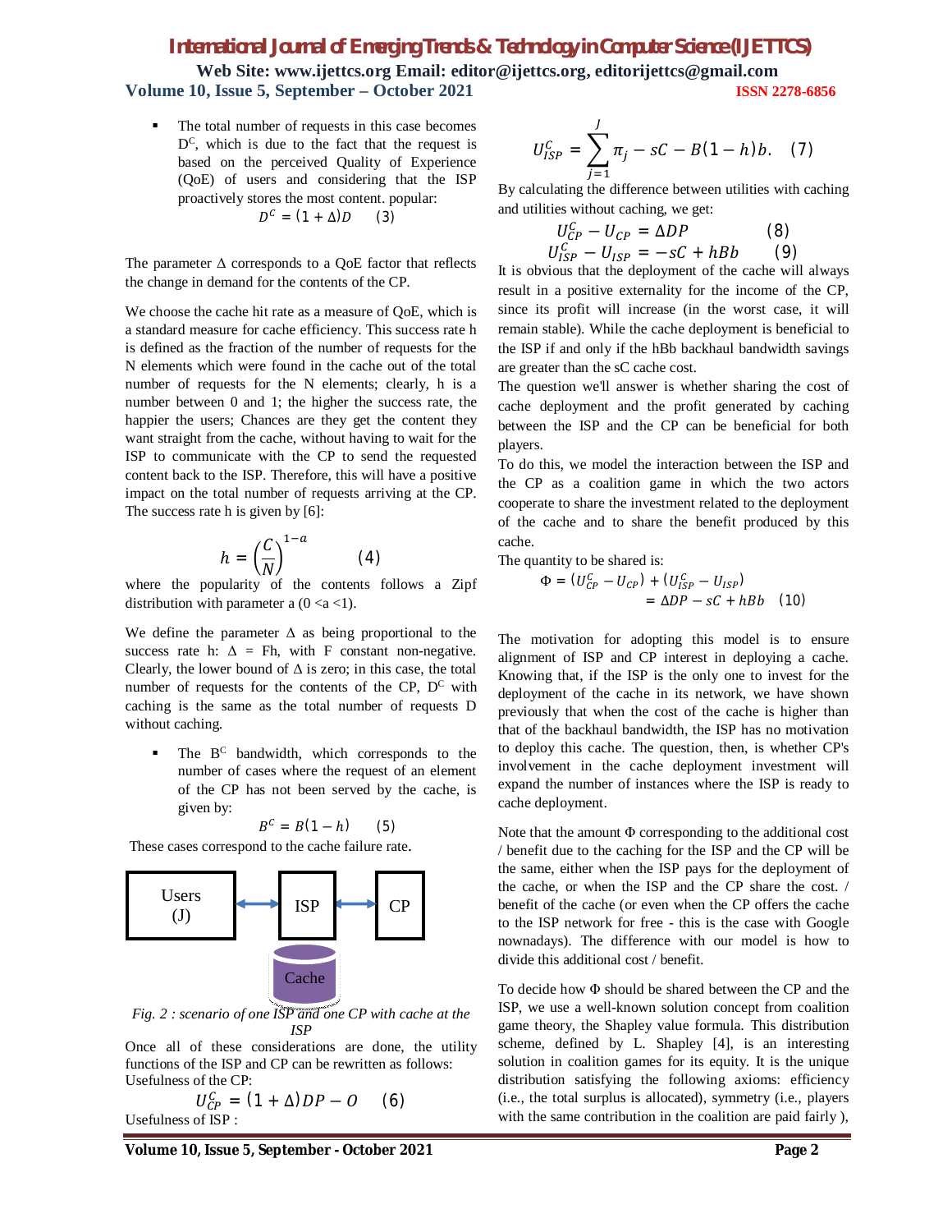- The total number of requests in this case becomes $D^C$, which is due to the fact that the request is based on the perceived Quality of Experience (QoE) of users and considering that the ISP proactively stores the most content. popular:

$$D^C = (1 + \Delta)D \qquad (3)$$

The parameter $\Delta$ corresponds to a QoE factor that reflects the change in demand for the contents of the CP.

We choose the cache hit rate as a measure of QoE, which is a standard measure for cache efficiency. This success rate h is defined as the fraction of the number of requests for the N elements which were found in the cache out of the total number of requests for the N elements; clearly, h is a number between 0 and 1; the higher the success rate, the happier the users; Chances are they get the content they want straight from the cache, without having to wait for the ISP to communicate with the CP to send the requested content back to the ISP. Therefore, this will have a positive impact on the total number of requests arriving at the CP. The success rate h is given by [6]:

$$h = \left(\frac{C}{N}\right)^{1-a} \qquad (4)$$

where the popularity of the contents follows a Zipf distribution with parameter a ($0 < a < 1$).

We define the parameter $\Delta$ as being proportional to the success rate h: $\Delta = Fh$, with F constant non-negative. Clearly, the lower bound of $\Delta$ is zero; in this case, the total number of requests for the contents of the CP, $D^C$ with caching is the same as the total number of requests D without caching.

- The $B^C$ bandwidth, which corresponds to the number of cases where the request of an element of the CP has not been served by the cache, is given by:

$$B^C = B(1 - h) \qquad (5)$$

These cases correspond to the cache failure rate.

*Fig. 2 : scenario of one ISP and one CP with cache at the ISP*

Once all of these considerations are done, the utility functions of the ISP and CP can be rewritten as follows:

Usefulness of the CP:

$$U_{CP}^C = (1 + \Delta)DP - O \qquad (6)$$

Usefulness of ISP :

$$U_{ISP}^C = \sum_{j=1}^{J} \pi_j - sC - B(1 - h)b. \qquad (7)$$

By calculating the difference between utilities with caching and utilities without caching, we get:

$$U_{CP}^C - U_{CP} = \Delta DP \qquad (8)$$

$$U_{ISP}^C - U_{ISP} = -sC + hBb \qquad (9)$$

It is obvious that the deployment of the cache will always result in a positive externality for the income of the CP, since its profit will increase (in the worst case, it will remain stable). While the cache deployment is beneficial to the ISP if and only if the hBb backhaul bandwidth savings are greater than the sC cache cost.

The question we'll answer is whether sharing the cost of cache deployment and the profit generated by caching between the ISP and the CP can be beneficial for both players.

To do this, we model the interaction between the ISP and the CP as a coalition game in which the two actors cooperate to share the investment related to the deployment of the cache and to share the benefit produced by this cache.

The quantity to be shared is:

$$\Phi = (U_{CP}^C - U_{CP}) + (U_{ISP}^C - U_{ISP}) = \Delta DP - sC + hBb \qquad (10)$$

The motivation for adopting this model is to ensure alignment of ISP and CP interest in deploying a cache. Knowing that, if the ISP is the only one to invest for the deployment of the cache in its network, we have shown previously that when the cost of the cache is higher than that of the backhaul bandwidth, the ISP has no motivation to deploy this cache. The question, then, is whether CP's involvement in the cache deployment investment will expand the number of instances where the ISP is ready to cache deployment.

Note that the amount $\Phi$ corresponding to the additional cost / benefit due to the caching for the ISP and the CP will be the same, either when the ISP pays for the deployment of the cache, or when the ISP and the CP share the cost. / benefit of the cache (or even when the CP offers the cache to the ISP network for free - this is the case with Google nownadays). The difference with our model is how to divide this additional cost / benefit.

To decide how $\Phi$ should be shared between the CP and the ISP, we use a well-known solution concept from coalition game theory, the Shapley value formula. This distribution scheme, defined by L. Shapley [4], is an interesting solution in coalition games for its equity. It is the unique distribution satisfying the following axioms: efficiency (i.e., the total surplus is allocated), symmetry (i.e., players with the same contribution in the coalition are paid fairly ),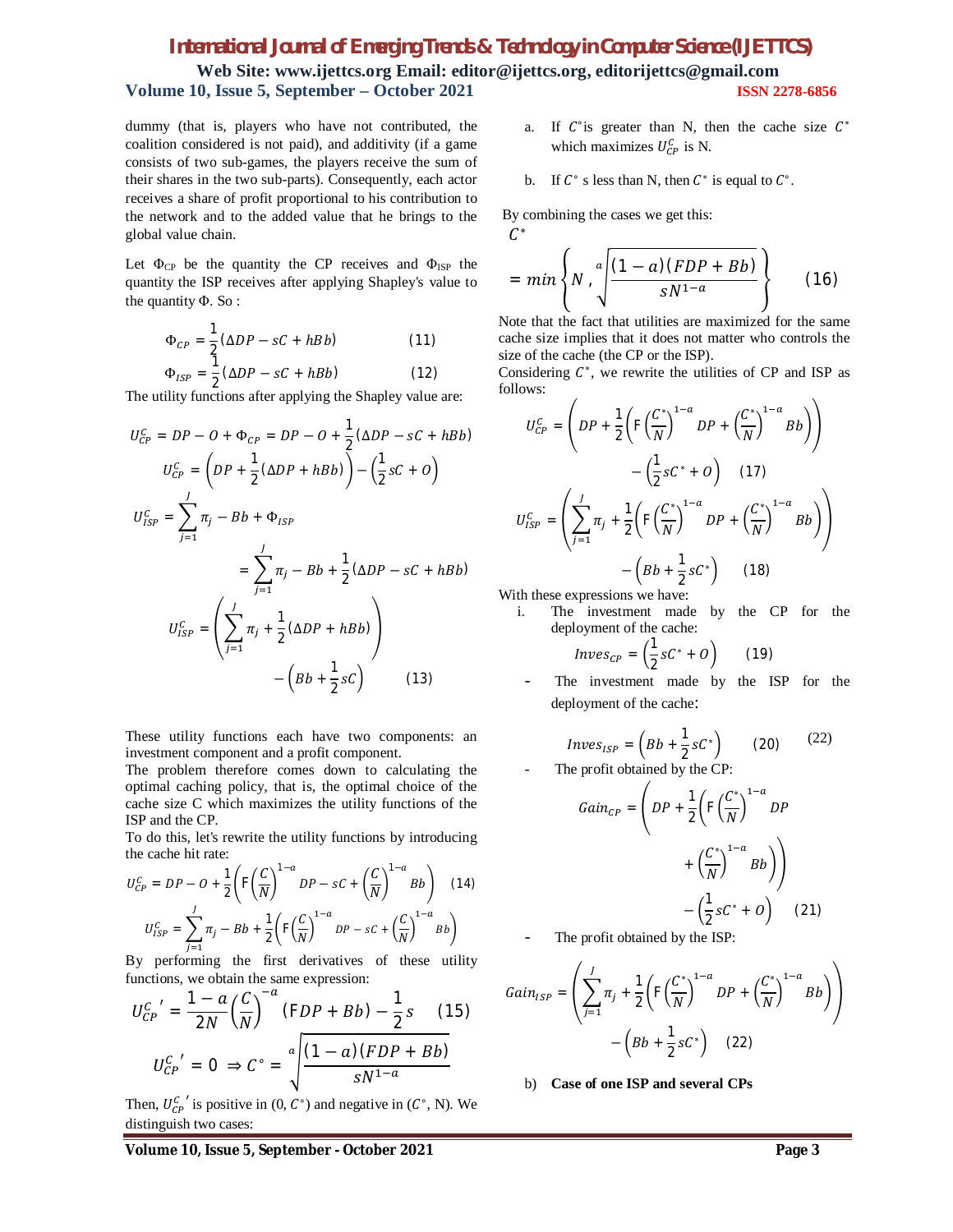dummy (that is, players who have not contributed, the coalition considered is not paid), and additivity (if a game consists of two sub-games, the players receive the sum of their shares in the two sub-parts). Consequently, each actor receives a share of profit proportional to his contribution to the network and to the added value that he brings to the global value chain.

Let $\Phi_{CP}$ be the quantity the CP receives and $\Phi_{ISP}$ the quantity the ISP receives after applying Shapley's value to the quantity $\Phi$. So :

$$\Phi_{CP} = \frac{1}{2}(\Delta DP - sC + hBb) \qquad (11)$$

$$\Phi_{ISP} = \frac{1}{2}(\Delta DP - sC + hBb) \qquad (12)$$

The utility functions after applying the Shapley value are:

$$U_{CP}^{C} = DP - O + \Phi_{CP} = DP - O + \frac{1}{2}(\Delta DP - sC + hBb)$$

$$U_{CP}^{C} = \left(DP + \frac{1}{2}(\Delta DP + hBb)\right) - \left(\frac{1}{2}sC + O\right)$$

$$U_{ISP}^{C} = \sum_{j=1}^{J}\pi_j - Bb + \Phi_{ISP}$$

$$= \sum_{j=1}^{J}\pi_j - Bb + \frac{1}{2}(\Delta DP - sC + hBb)$$

$$U_{ISP}^{C} = \left(\sum_{j=1}^{J}\pi_j + \frac{1}{2}(\Delta DP + hBb)\right) - \left(Bb + \frac{1}{2}sC\right) \qquad (13)$$

These utility functions each have two components: an investment component and a profit component.

The problem therefore comes down to calculating the optimal caching policy, that is, the optimal choice of the cache size C which maximizes the utility functions of the ISP and the CP.

To do this, let's rewrite the utility functions by introducing the cache hit rate:

$$U_{CP}^{C} = DP - O + \frac{1}{2}\left(\text{F}\left(\frac{C}{N}\right)^{1-a} DP - sC + \left(\frac{C}{N}\right)^{1-a} Bb\right) \quad (14)$$

$$U_{ISP}^{C} = \sum_{j=1}^{J}\pi_j - Bb + \frac{1}{2}\left(\text{F}\left(\frac{C}{N}\right)^{1-a} DP - sC + \left(\frac{C}{N}\right)^{1-a} Bb\right)$$

By performing the first derivatives of these utility functions, we obtain the same expression:

$$U_{CP}^{C}{}' = \frac{1-a}{2N}\left(\frac{C}{N}\right)^{-a}(\text{F}DP + Bb) - \frac{1}{2}s \qquad (15)$$

$$U_{CP}^{C}{}' = 0 \Rightarrow C^{\circ} = \sqrt[a]{\frac{(1-a)(FDP + Bb)}{sN^{1-a}}}$$

Then, $U_{CP}^{C}{}'$ is positive in $(0, C^{\circ})$ and negative in $(C^{\circ}, N)$. We distinguish two cases:

a. If $C^{\circ}$is greater than N, then the cache size $C^{*}$ which maximizes $U_{CP}^{C}$ is N.

b. If $C^{\circ}$ s less than N, then $C^{*}$ is equal to $C^{\circ}$.

By combining the cases we get this:

$$C^{*} = min\left\{N\,,\sqrt[a]{\frac{(1-a)(FDP + Bb)}{sN^{1-a}}}\right\} \qquad (16)$$

Note that the fact that utilities are maximized for the same cache size implies that it does not matter who controls the size of the cache (the CP or the ISP).

Considering $C^{*}$, we rewrite the utilities of CP and ISP as follows:

$$U_{CP}^{C} = \left(DP + \frac{1}{2}\left(\text{F}\left(\frac{C^{*}}{N}\right)^{1-a} DP + \left(\frac{C^{*}}{N}\right)^{1-a} Bb\right)\right) - \left(\frac{1}{2}sC^{*} + O\right) \qquad (17)$$

$$U_{ISP}^{C} = \left(\sum_{j=1}^{J}\pi_j + \frac{1}{2}\left(\text{F}\left(\frac{C^{*}}{N}\right)^{1-a} DP + \left(\frac{C^{*}}{N}\right)^{1-a} Bb\right)\right) - \left(Bb + \frac{1}{2}sC^{*}\right) \qquad (18)$$

With these expressions we have:

i. The investment made by the CP for the deployment of the cache:

$$Inves_{CP} = \left(\frac{1}{2}sC^{*} + O\right) \qquad (19)$$

- The investment made by the ISP for the deployment of the cache:

$$Inves_{ISP} = \left(Bb + \frac{1}{2}sC^{*}\right) \qquad (20) \qquad (22)$$

- The profit obtained by the CP:

$$Gain_{CP} = \left(DP + \frac{1}{2}\left(\text{F}\left(\frac{C^{*}}{N}\right)^{1-a} DP + \left(\frac{C^{*}}{N}\right)^{1-a} Bb\right)\right) - \left(\frac{1}{2}sC^{*} + O\right) \qquad (21)$$

- The profit obtained by the ISP:

$$Gain_{ISP} = \left(\sum_{j=1}^{J}\pi_j + \frac{1}{2}\left(\text{F}\left(\frac{C^{*}}{N}\right)^{1-a} DP + \left(\frac{C^{*}}{N}\right)^{1-a} Bb\right)\right) - \left(Bb + \frac{1}{2}sC^{*}\right) \qquad (22)$$

b) **Case of one ISP and several CPs**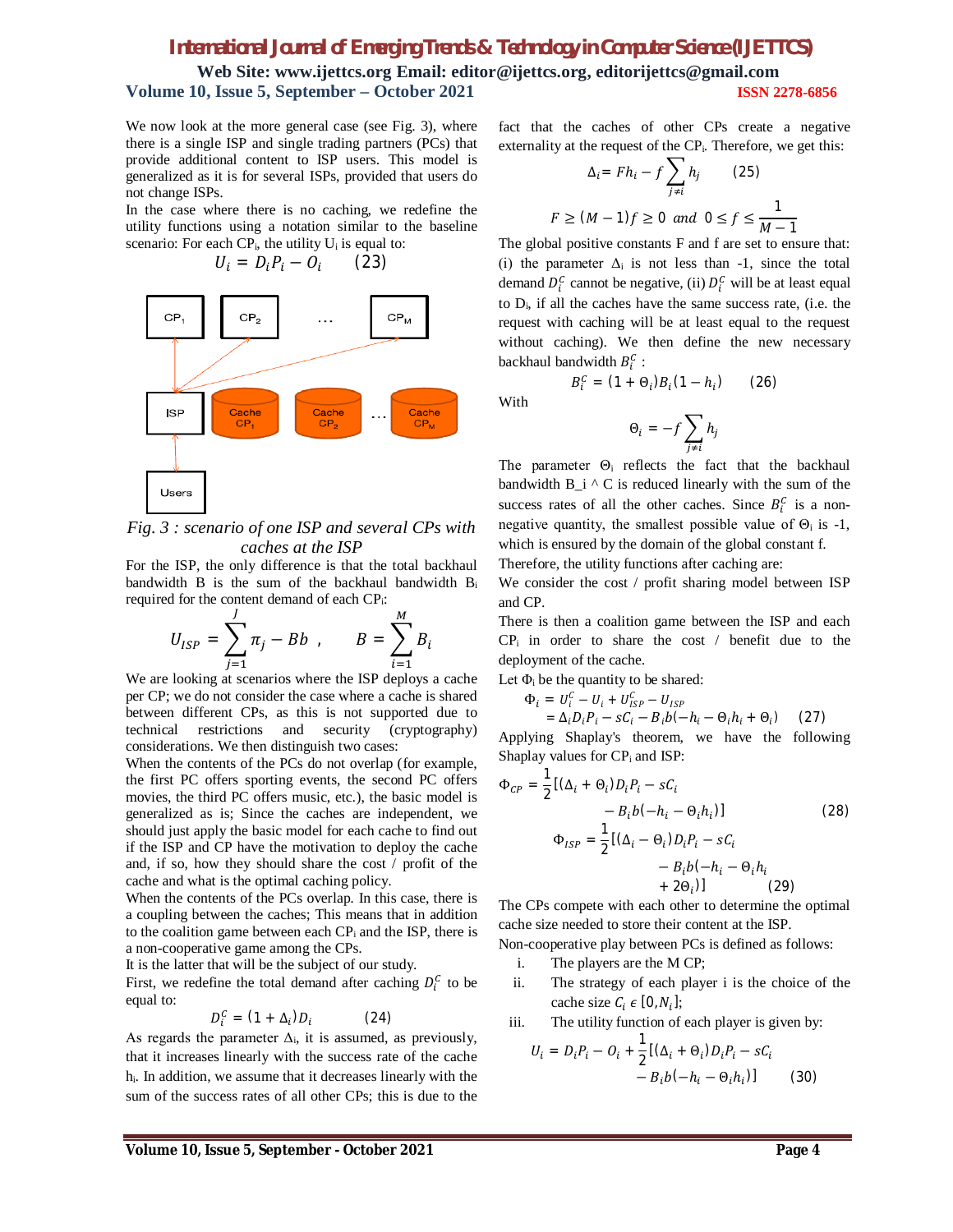We now look at the more general case (see Fig. 3), where there is a single ISP and single trading partners (PCs) that provide additional content to ISP users. This model is generalized as it is for several ISPs, provided that users do not change ISPs.

In the case where there is no caching, we redefine the utility functions using a notation similar to the baseline scenario: For each $CP_i$, the utility $U_i$ is equal to:

$$U_i = D_i P_i - O_i \qquad (23)$$

*Fig. 3 : scenario of one ISP and several CPs with caches at the ISP*

For the ISP, the only difference is that the total backhaul bandwidth B is the sum of the backhaul bandwidth $B_i$ required for the content demand of each $CP_i$:

$$U_{ISP} = \sum_{j=1}^{J} \pi_j - Bb \ , \qquad B = \sum_{i=1}^{M} B_i$$

We are looking at scenarios where the ISP deploys a cache per CP; we do not consider the case where a cache is shared between different CPs, as this is not supported due to technical restrictions and security (cryptography) considerations. We then distinguish two cases:

When the contents of the PCs do not overlap (for example, the first PC offers sporting events, the second PC offers movies, the third PC offers music, etc.), the basic model is generalized as is; Since the caches are independent, we should just apply the basic model for each cache to find out if the ISP and CP have the motivation to deploy the cache and, if so, how they should share the cost / profit of the cache and what is the optimal caching policy.

When the contents of the PCs overlap. In this case, there is a coupling between the caches; This means that in addition to the coalition game between each $CP_i$ and the ISP, there is a non-cooperative game among the CPs.

It is the latter that will be the subject of our study.

First, we redefine the total demand after caching $D_i^C$ to be equal to:

$$D_i^C = (1 + \Delta_i) D_i \qquad (24)$$

As regards the parameter $\Delta_i$, it is assumed, as previously, that it increases linearly with the success rate of the cache $h_i$. In addition, we assume that it decreases linearly with the sum of the success rates of all other CPs; this is due to the fact that the caches of other CPs create a negative externality at the request of the $CP_i$. Therefore, we get this:

$$\Delta_i = F h_i - f \sum_{j \neq i} h_j \qquad (25)$$

$$F \geq (M-1) f \geq 0 \ \ and \ \ 0 \leq f \leq \frac{1}{M-1}$$

The global positive constants F and f are set to ensure that: (i) the parameter $\Delta_i$ is not less than -1, since the total demand $D_i^C$ cannot be negative, (ii) $D_i^C$ will be at least equal to $D_i$, if all the caches have the same success rate, (i.e. the request with caching will be at least equal to the request without caching). We then define the new necessary backhaul bandwidth $B_i^C$ :

$$B_i^C = (1 + \Theta_i) B_i (1 - h_i) \qquad (26)$$

With

$$\Theta_i = -f \sum_{j \neq i} h_j$$

The parameter $\Theta_i$ reflects the fact that the backhaul bandwidth B_i ^ C is reduced linearly with the sum of the success rates of all the other caches. Since $B_i^C$ is a non-negative quantity, the smallest possible value of $\Theta_i$ is -1, which is ensured by the domain of the global constant f.

Therefore, the utility functions after caching are:

We consider the cost / profit sharing model between ISP and CP.

There is then a coalition game between the ISP and each $CP_i$ in order to share the cost / benefit due to the deployment of the cache.

Let $\Phi_i$ be the quantity to be shared:

$$\begin{aligned} \Phi_i &= U_i^C - U_i + U_{ISP}^C - U_{ISP} \\ &= \Delta_i D_i P_i - sC_i - B_i b(-h_i - \Theta_i h_i + \Theta_i) \qquad (27) \end{aligned}$$

Applying Shaplay's theorem, we have the following Shaplay values for $CP_i$ and ISP:

$$\Phi_{CP} = \frac{1}{2}[(\Delta_i + \Theta_i) D_i P_i - sC_i - B_i b(-h_i - \Theta_i h_i)] \qquad (28)$$

$$\Phi_{ISP} = \frac{1}{2}[(\Delta_i - \Theta_i) D_i P_i - sC_i - B_i b(-h_i - \Theta_i h_i + 2\Theta_i)] \qquad (29)$$

The CPs compete with each other to determine the optimal cache size needed to store their content at the ISP.

Non-cooperative play between PCs is defined as follows:

i. The players are the M CP;
ii. The strategy of each player i is the choice of the cache size $C_i \in [0, N_i]$;
iii. The utility function of each player is given by:

$$U_i = D_i P_i - O_i + \frac{1}{2}[(\Delta_i + \Theta_i) D_i P_i - sC_i - B_i b(-h_i - \Theta_i h_i)] \qquad (30)$$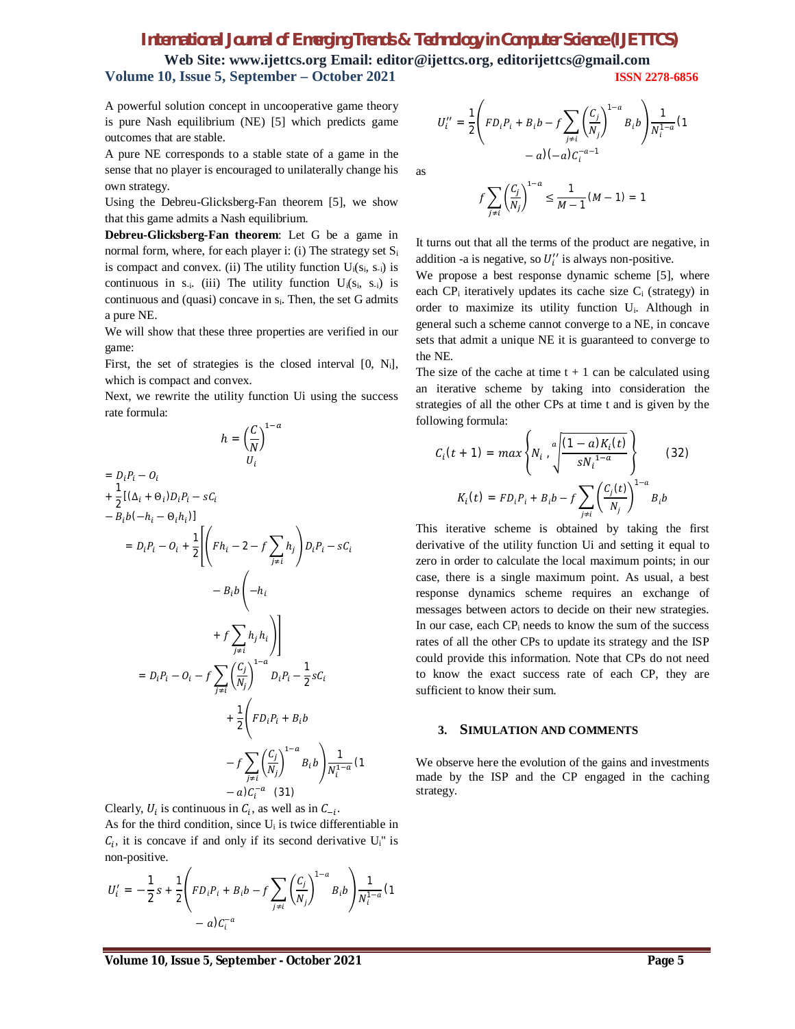A powerful solution concept in uncooperative game theory is pure Nash equilibrium (NE) [5] which predicts game outcomes that are stable.

A pure NE corresponds to a stable state of a game in the sense that no player is encouraged to unilaterally change his own strategy.

Using the Debreu-Glicksberg-Fan theorem [5], we show that this game admits a Nash equilibrium.

**Debreu-Glicksberg-Fan theorem**: Let G be a game in normal form, where, for each player i: (i) The strategy set $S_i$ is compact and convex. (ii) The utility function $U_i(s_i, s_{-i})$ is continuous in $s_{-i}$. (iii) The utility function $U_i(s_i, s_{-i})$ is continuous and (quasi) concave in $s_i$. Then, the set G admits a pure NE.

We will show that these three properties are verified in our game:

First, the set of strategies is the closed interval $[0, N_i]$, which is compact and convex.

Next, we rewrite the utility function Ui using the success rate formula:

$$h = \left(\frac{C}{N}\right)^{1-a}$$

$$\begin{aligned}
U_i &= D_iP_i - O_i + \frac{1}{2}[(\Delta_i + \Theta_i)D_iP_i - sC_i - B_ib(-h_i - \Theta_i h_i)] \\
&= D_iP_i - O_i + \frac{1}{2}\left[\left(Fh_i - 2 - f\sum_{j\neq i} h_j\right)D_iP_i - sC_i - B_ib\left(-h_i + f\sum_{j\neq i} h_j h_i\right)\right] \\
&= D_iP_i - O_i - f\sum_{j\neq i}\left(\frac{C_j}{N_j}\right)^{1-a} D_iP_i - \frac{1}{2}sC_i + \frac{1}{2}\left(FD_iP_i + B_ib - f\sum_{j\neq i}\left(\frac{C_j}{N_j}\right)^{1-a} B_ib\right)\frac{1}{N_i^{1-a}}(1-a)C_i^{-a} \quad (31)
\end{aligned}$$

Clearly, $U_i$ is continuous in $C_i$, as well as in $C_{-i}$.

As for the third condition, since $U_i$ is twice differentiable in $C_i$, it is concave if and only if its second derivative $U_i''$ is non-positive.

$$U_i' = -\frac{1}{2}s + \frac{1}{2}\left(FD_iP_i + B_ib - f\sum_{j\neq i}\left(\frac{C_j}{N_j}\right)^{1-a} B_ib\right)\frac{1}{N_i^{1-a}}(1-a)C_i^{-a}$$

$$U_i'' = \frac{1}{2}\left(FD_iP_i + B_ib - f\sum_{j\neq i}\left(\frac{C_j}{N_j}\right)^{1-a} B_ib\right)\frac{1}{N_i^{1-a}}(1-a)(-a)C_i^{-a-1}$$

as

$$f\sum_{j\neq i}\left(\frac{C_j}{N_j}\right)^{1-a} \leq \frac{1}{M-1}(M-1) = 1$$

It turns out that all the terms of the product are negative, in addition -a is negative, so $U_i''$ is always non-positive.

We propose a best response dynamic scheme [5], where each $CP_i$ iteratively updates its cache size $C_i$ (strategy) in order to maximize its utility function $U_i$. Although in general such a scheme cannot converge to a NE, in concave sets that admit a unique NE it is guaranteed to converge to the NE.

The size of the cache at time t + 1 can be calculated using an iterative scheme by taking into consideration the strategies of all the other CPs at time t and is given by the following formula:

$$C_i(t+1) = max\left\{N_i\,, \sqrt[a]{\frac{(1-a)K_i(t)}{sN_i^{\,1-a}}}\right\} \quad (32)$$

$$K_i(t) = FD_iP_i + B_ib - f\sum_{j\neq i}\left(\frac{C_j(t)}{N_j}\right)^{1-a} B_ib$$

This iterative scheme is obtained by taking the first derivative of the utility function Ui and setting it equal to zero in order to calculate the local maximum points; in our case, there is a single maximum point. As usual, a best response dynamics scheme requires an exchange of messages between actors to decide on their new strategies. In our case, each $CP_i$ needs to know the sum of the success rates of all the other CPs to update its strategy and the ISP could provide this information. Note that CPs do not need to know the exact success rate of each CP, they are sufficient to know their sum.

## 3. SIMULATION AND COMMENTS

We observe here the evolution of the gains and investments made by the ISP and the CP engaged in the caching strategy.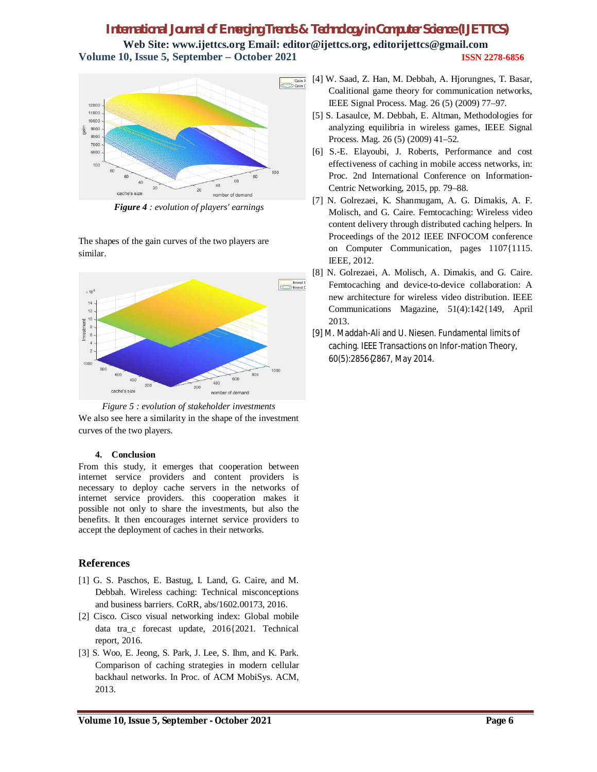gain
12000
11000
10000
9000
8000
7000
6000
100
80
60
40
20
cache's size
20
40
60
80
100
nomber of demand
Gain I
Gain C

*Figure 4 : evolution of players' earnings*

The shapes of the gain curves of the two players are similar.

$\times 10^4$
14
12
10
8
6
4
2
Investment
1000
800
600
400
200
cache's size
200
400
600
800
1000
nomber of demand
Invest I
Invest C

*Figure 5 : evolution of stakeholder investments*

We also see here a similarity in the shape of the investment curves of the two players.

## 4. Conclusion

From this study, it emerges that cooperation between internet service providers and content providers is necessary to deploy cache servers in the networks of internet service providers. this cooperation makes it possible not only to share the investments, but also the benefits. It then encourages internet service providers to accept the deployment of caches in their networks.

## References

[1] G. S. Paschos, E. Bastug, I. Land, G. Caire, and M. Debbah. Wireless caching: Technical misconceptions and business barriers. CoRR, abs/1602.00173, 2016.

[2] Cisco. Cisco visual networking index: Global mobile data tra_c forecast update, 2016{2021. Technical report, 2016.

[3] S. Woo, E. Jeong, S. Park, J. Lee, S. Ihm, and K. Park. Comparison of caching strategies in modern cellular backhaul networks. In Proc. of ACM MobiSys. ACM, 2013.

[4] W. Saad, Z. Han, M. Debbah, A. Hjorungnes, T. Basar, Coalitional game theory for communication networks, IEEE Signal Process. Mag. 26 (5) (2009) 77–97.

[5] S. Lasaulce, M. Debbah, E. Altman, Methodologies for analyzing equilibria in wireless games, IEEE Signal Process. Mag. 26 (5) (2009) 41–52.

[6] S.-E. Elayoubi, J. Roberts, Performance and cost effectiveness of caching in mobile access networks, in: Proc. 2nd International Conference on Information-Centric Networking, 2015, pp. 79–88.

[7] N. Golrezaei, K. Shanmugam, A. G. Dimakis, A. F. Molisch, and G. Caire. Femtocaching: Wireless video content delivery through distributed caching helpers. In Proceedings of the 2012 IEEE INFOCOM conference on Computer Communication, pages 1107{1115. IEEE, 2012.

[8] N. Golrezaei, A. Molisch, A. Dimakis, and G. Caire. Femtocaching and device-to-device collaboration: A new architecture for wireless video distribution. IEEE Communications Magazine, 51(4):142{149, April 2013.

[9] M. Maddah-Ali and U. Niesen. Fundamental limits of caching. IEEE Transactions on Infor-mation Theory, 60(5):2856{2867, May 2014.